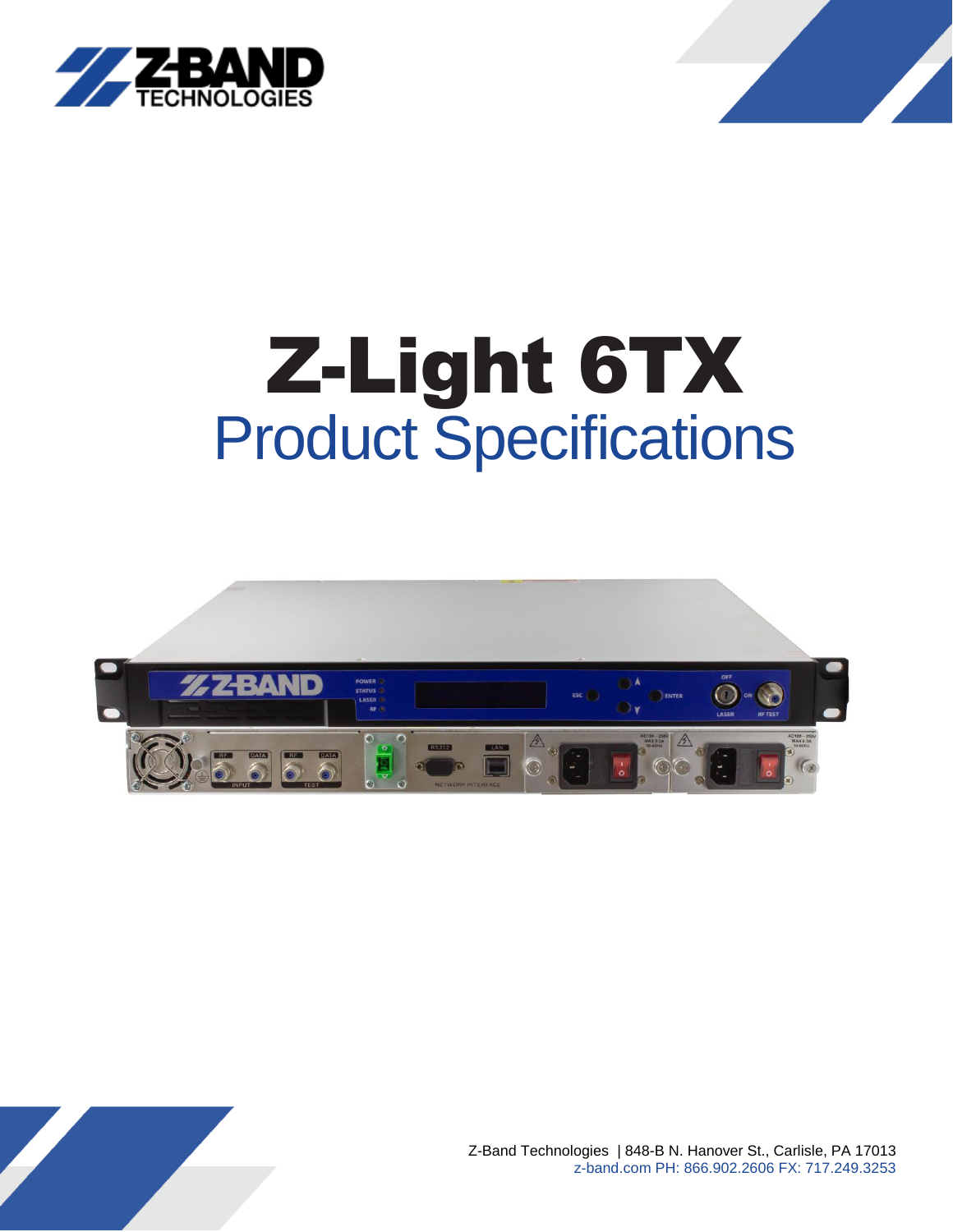# Z-Light 6TX

## Product Specifications

Z-Band Technologies | 848-B N. Hanover St., Carlisle, PA 17013
z-band.com PH: 866.902.2606 FX: 717.249.3253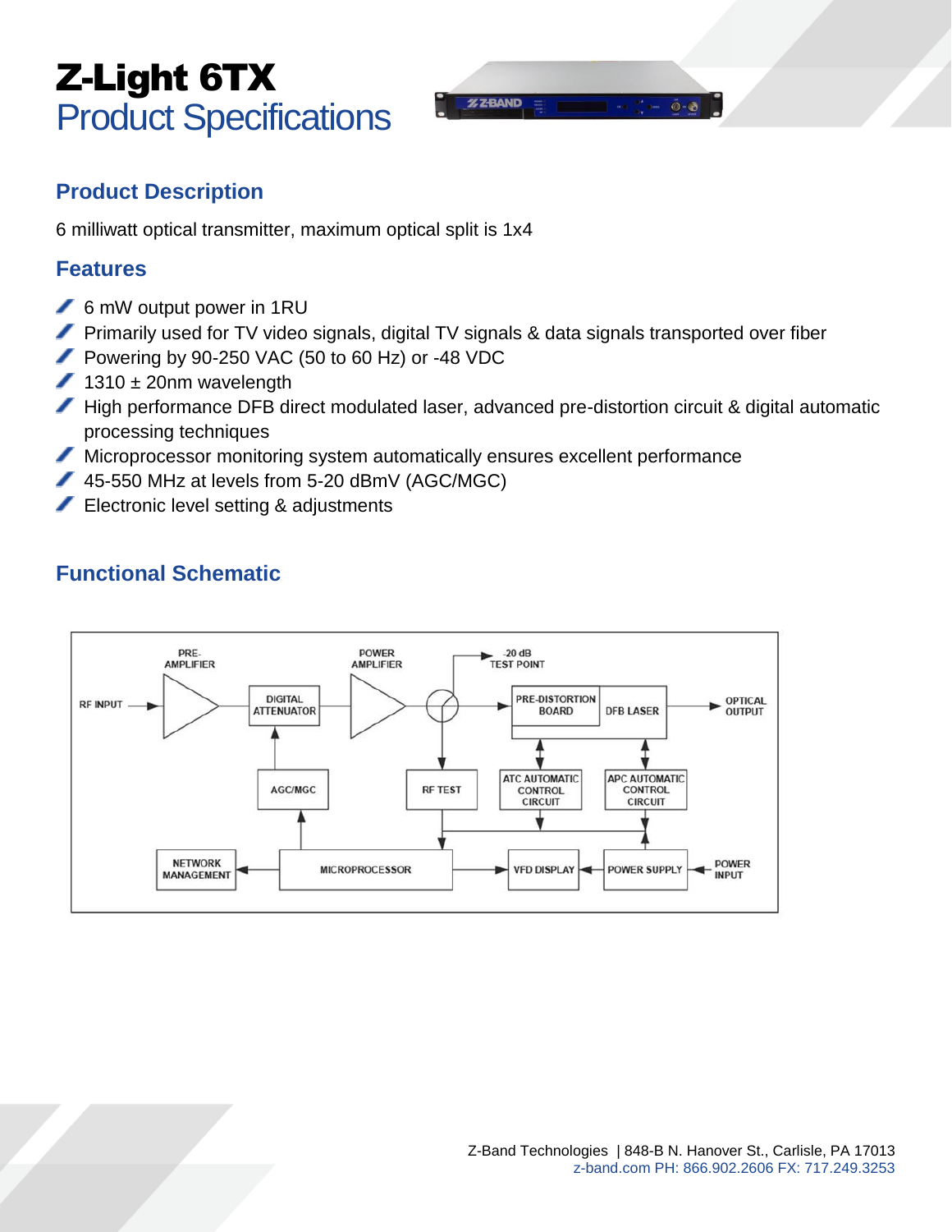# Z-Light 6TX
## Product Specifications

### Product Description

6 milliwatt optical transmitter, maximum optical split is 1x4

### Features

- 6 mW output power in 1RU
- Primarily used for TV video signals, digital TV signals & data signals transported over fiber
- Powering by 90-250 VAC (50 to 60 Hz) or -48 VDC
- 1310 ± 20nm wavelength
- High performance DFB direct modulated laser, advanced pre-distortion circuit & digital automatic processing techniques
- Microprocessor monitoring system automatically ensures excellent performance
- 45-550 MHz at levels from 5-20 dBmV (AGC/MGC)
- Electronic level setting & adjustments

### Functional Schematic

RF INPUT, PRE-AMPLIFIER, DIGITAL ATTENUATOR, POWER AMPLIFIER, -20 dB TEST POINT, PRE-DISTORTION BOARD, DFB LASER, OPTICAL OUTPUT, AGC/MGC, RF TEST, ATC AUTOMATIC CONTROL CIRCUIT, APC AUTOMATIC CONTROL CIRCUIT, NETWORK MANAGEMENT, MICROPROCESSOR, VFD DISPLAY, POWER SUPPLY, POWER INPUT

Z-Band Technologies | 848-B N. Hanover St., Carlisle, PA 17013
z-band.com PH: 866.902.2606 FX: 717.249.3253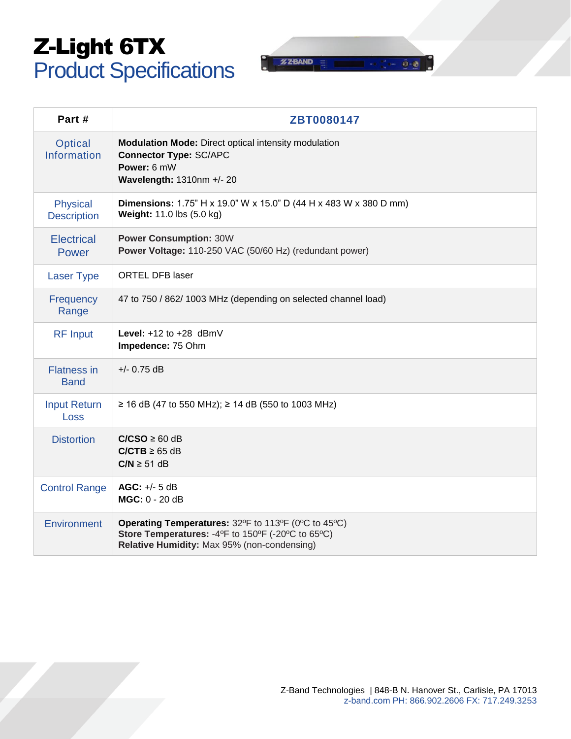# Z-Light 6TX
## Product Specifications

| Part # | ZBT0080147 |
|---|---|
| Optical Information | **Modulation Mode:** Direct optical intensity modulation<br>**Connector Type:** SC/APC<br>**Power:** 6 mW<br>**Wavelength:** 1310nm +/- 20 |
| Physical Description | **Dimensions:** 1.75" H x 19.0" W x 15.0" D (44 H x 483 W x 380 D mm)<br>**Weight:** 11.0 lbs (5.0 kg) |
| Electrical Power | **Power Consumption:** 30W<br>**Power Voltage:** 110-250 VAC (50/60 Hz) (redundant power) |
| Laser Type | ORTEL DFB laser |
| Frequency Range | 47 to 750 / 862/ 1003 MHz (depending on selected channel load) |
| RF Input | **Level:** +12 to +28 dBmV<br>**Impedence:** 75 Ohm |
| Flatness in Band | +/- 0.75 dB |
| Input Return Loss | ≥ 16 dB (47 to 550 MHz); ≥ 14 dB (550 to 1003 MHz) |
| Distortion | **C/CSO** ≥ 60 dB<br>**C/CTB** ≥ 65 dB<br>**C/N** ≥ 51 dB |
| Control Range | **AGC:** +/- 5 dB<br>**MGC:** 0 - 20 dB |
| Environment | **Operating Temperatures:** 32ºF to 113ºF (0ºC to 45ºC)<br>**Store Temperatures:** -4ºF to 150ºF (-20ºC to 65ºC)<br>**Relative Humidity:** Max 95% (non-condensing) |

Z-Band Technologies | 848-B N. Hanover St., Carlisle, PA 17013
z-band.com PH: 866.902.2606 FX: 717.249.3253